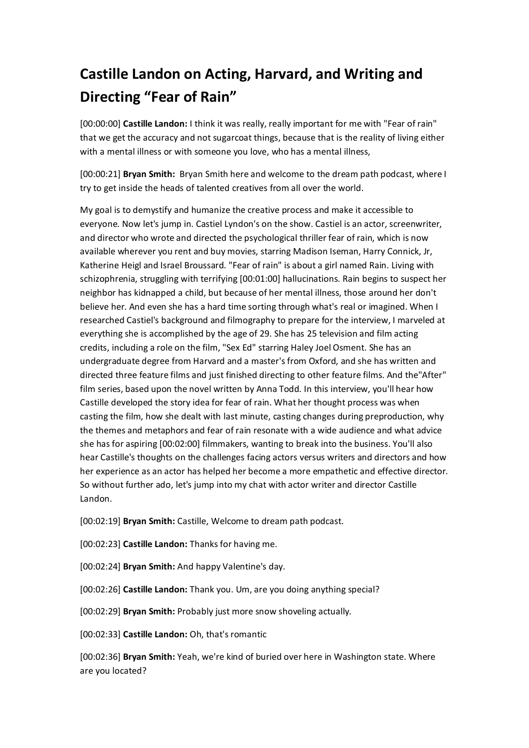# Castille Landon on Acting, Harvard, and Writing and Directing "Fear of Rain"

[00:00:00] **Castille Landon:** I think it was really, really important for me with "Fear of rain" that we get the accuracy and not sugarcoat things, because that is the reality of living either with a mental illness or with someone you love, who has a mental illness,

[00:00:21] **Bryan Smith:** Bryan Smith here and welcome to the dream path podcast, where I try to get inside the heads of talented creatives from all over the world.

My goal is to demystify and humanize the creative process and make it accessible to everyone. Now let's jump in. Castiel Lyndon's on the show. Castiel is an actor, screenwriter, and director who wrote and directed the psychological thriller fear of rain, which is now available wherever you rent and buy movies, starring Madison Iseman, Harry Connick, Jr, Katherine Heigl and Israel Broussard. "Fear of rain" is about a girl named Rain. Living with schizophrenia, struggling with terrifying [00:01:00] hallucinations. Rain begins to suspect her neighbor has kidnapped a child, but because of her mental illness, those around her don't believe her. And even she has a hard time sorting through what's real or imagined. When I researched Castiel's background and filmography to prepare for the interview, I marveled at everything she is accomplished by the age of 29. She has 25 television and film acting credits, including a role on the film, "Sex Ed" starring Haley Joel Osment. She has an undergraduate degree from Harvard and a master's from Oxford, and she has written and directed three feature films and just finished directing to other feature films. And the"After" film series, based upon the novel written by Anna Todd. In this interview, you'll hear how Castille developed the story idea for fear of rain. What her thought process was when casting the film, how she dealt with last minute, casting changes during preproduction, why the themes and metaphors and fear of rain resonate with a wide audience and what advice she has for aspiring [00:02:00] filmmakers, wanting to break into the business. You'll also hear Castille's thoughts on the challenges facing actors versus writers and directors and how her experience as an actor has helped her become a more empathetic and effective director. So without further ado, let's jump into my chat with actor writer and director Castille Landon.

[00:02:19] **Bryan Smith:** Castille, Welcome to dream path podcast.

[00:02:23] **Castille Landon:** Thanks for having me.

[00:02:24] **Bryan Smith:** And happy Valentine's day.

[00:02:26] **Castille Landon:** Thank you. Um, are you doing anything special?

[00:02:29] **Bryan Smith:** Probably just more snow shoveling actually.

[00:02:33] **Castille Landon:** Oh, that's romantic

[00:02:36] **Bryan Smith:** Yeah, we're kind of buried over here in Washington state. Where are you located?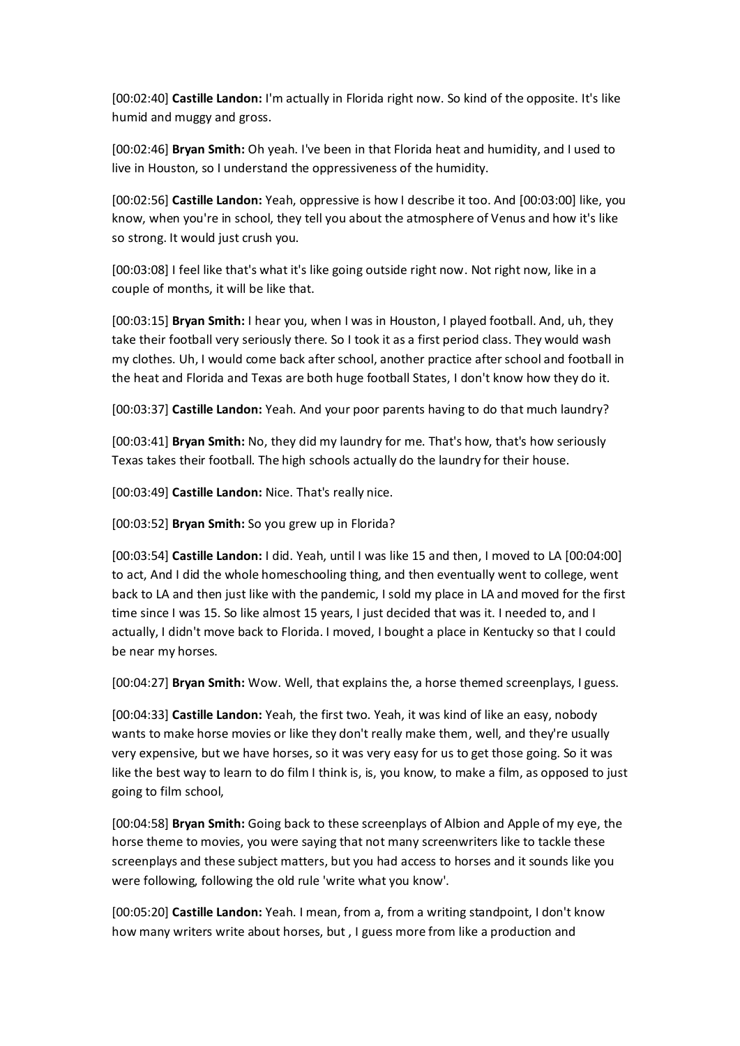[00:02:40] **Castille Landon:** I'm actually in Florida right now. So kind of the opposite. It's like humid and muggy and gross.

[00:02:46] **Bryan Smith:** Oh yeah. I've been in that Florida heat and humidity, and I used to live in Houston, so I understand the oppressiveness of the humidity.

[00:02:56] **Castille Landon:** Yeah, oppressive is how I describe it too. And [00:03:00] like, you know, when you're in school, they tell you about the atmosphere of Venus and how it's like so strong. It would just crush you.

[00:03:08] I feel like that's what it's like going outside right now. Not right now, like in a couple of months, it will be like that.

[00:03:15] **Bryan Smith:** I hear you, when I was in Houston, I played football. And, uh, they take their football very seriously there. So I took it as a first period class. They would wash my clothes. Uh, I would come back after school, another practice after school and football in the heat and Florida and Texas are both huge football States, I don't know how they do it.

[00:03:37] **Castille Landon:** Yeah. And your poor parents having to do that much laundry?

[00:03:41] **Bryan Smith:** No, they did my laundry for me. That's how, that's how seriously Texas takes their football. The high schools actually do the laundry for their house.

[00:03:49] **Castille Landon:** Nice. That's really nice.

[00:03:52] **Bryan Smith:** So you grew up in Florida?

[00:03:54] **Castille Landon:** I did. Yeah, until I was like 15 and then, I moved to LA [00:04:00] to act, And I did the whole homeschooling thing, and then eventually went to college, went back to LA and then just like with the pandemic, I sold my place in LA and moved for the first time since I was 15. So like almost 15 years, I just decided that was it. I needed to, and I actually, I didn't move back to Florida. I moved, I bought a place in Kentucky so that I could be near my horses.

[00:04:27] **Bryan Smith:** Wow. Well, that explains the, a horse themed screenplays, I guess.

[00:04:33] **Castille Landon:** Yeah, the first two. Yeah, it was kind of like an easy, nobody wants to make horse movies or like they don't really make them, well, and they're usually very expensive, but we have horses, so it was very easy for us to get those going. So it was like the best way to learn to do film I think is, is, you know, to make a film, as opposed to just going to film school,

[00:04:58] **Bryan Smith:** Going back to these screenplays of Albion and Apple of my eye, the horse theme to movies, you were saying that not many screenwriters like to tackle these screenplays and these subject matters, but you had access to horses and it sounds like you were following, following the old rule 'write what you know'.

[00:05:20] **Castille Landon:** Yeah. I mean, from a, from a writing standpoint, I don't know how many writers write about horses, but , I guess more from like a production and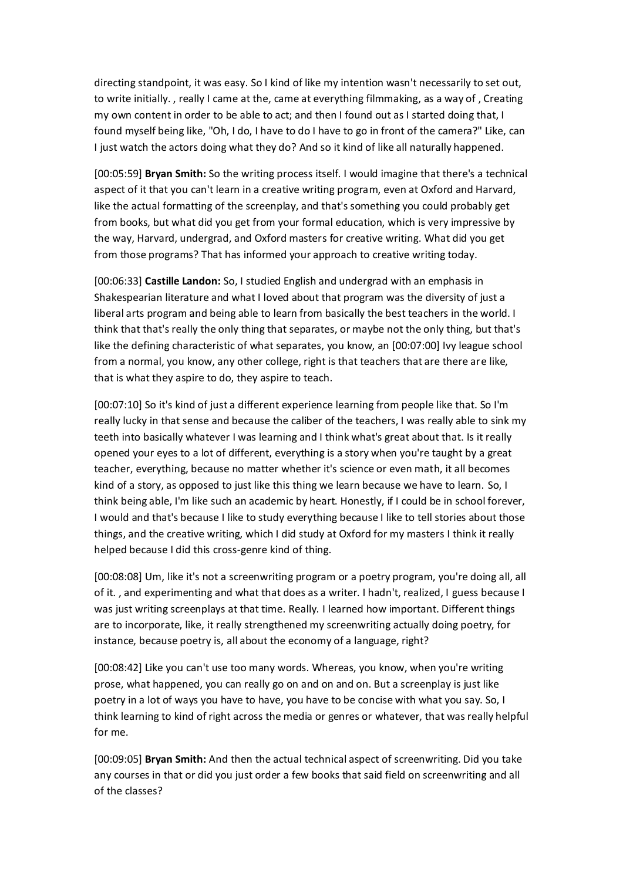directing standpoint, it was easy. So I kind of like my intention wasn't necessarily to set out, to write initially. , really I came at the, came at everything filmmaking, as a way of , Creating my own content in order to be able to act; and then I found out as I started doing that, I found myself being like, "Oh, I do, I have to do I have to go in front of the camera?" Like, can I just watch the actors doing what they do? And so it kind of like all naturally happened.

[00:05:59] **Bryan Smith:** So the writing process itself. I would imagine that there's a technical aspect of it that you can't learn in a creative writing program, even at Oxford and Harvard, like the actual formatting of the screenplay, and that's something you could probably get from books, but what did you get from your formal education, which is very impressive by the way, Harvard, undergrad, and Oxford masters for creative writing. What did you get from those programs? That has informed your approach to creative writing today.

[00:06:33] **Castille Landon:** So, I studied English and undergrad with an emphasis in Shakespearian literature and what I loved about that program was the diversity of just a liberal arts program and being able to learn from basically the best teachers in the world. I think that that's really the only thing that separates, or maybe not the only thing, but that's like the defining characteristic of what separates, you know, an [00:07:00] Ivy league school from a normal, you know, any other college, right is that teachers that are there are like, that is what they aspire to do, they aspire to teach.

[00:07:10] So it's kind of just a different experience learning from people like that. So I'm really lucky in that sense and because the caliber of the teachers, I was really able to sink my teeth into basically whatever I was learning and I think what's great about that. Is it really opened your eyes to a lot of different, everything is a story when you're taught by a great teacher, everything, because no matter whether it's science or even math, it all becomes kind of a story, as opposed to just like this thing we learn because we have to learn. So, I think being able, I'm like such an academic by heart. Honestly, if I could be in school forever, I would and that's because I like to study everything because I like to tell stories about those things, and the creative writing, which I did study at Oxford for my masters I think it really helped because I did this cross-genre kind of thing.

[00:08:08] Um, like it's not a screenwriting program or a poetry program, you're doing all, all of it. , and experimenting and what that does as a writer. I hadn't, realized, I guess because I was just writing screenplays at that time. Really. I learned how important. Different things are to incorporate, like, it really strengthened my screenwriting actually doing poetry, for instance, because poetry is, all about the economy of a language, right?

[00:08:42] Like you can't use too many words. Whereas, you know, when you're writing prose, what happened, you can really go on and on and on. But a screenplay is just like poetry in a lot of ways you have to have, you have to be concise with what you say. So, I think learning to kind of right across the media or genres or whatever, that was really helpful for me.

[00:09:05] **Bryan Smith:** And then the actual technical aspect of screenwriting. Did you take any courses in that or did you just order a few books that said field on screenwriting and all of the classes?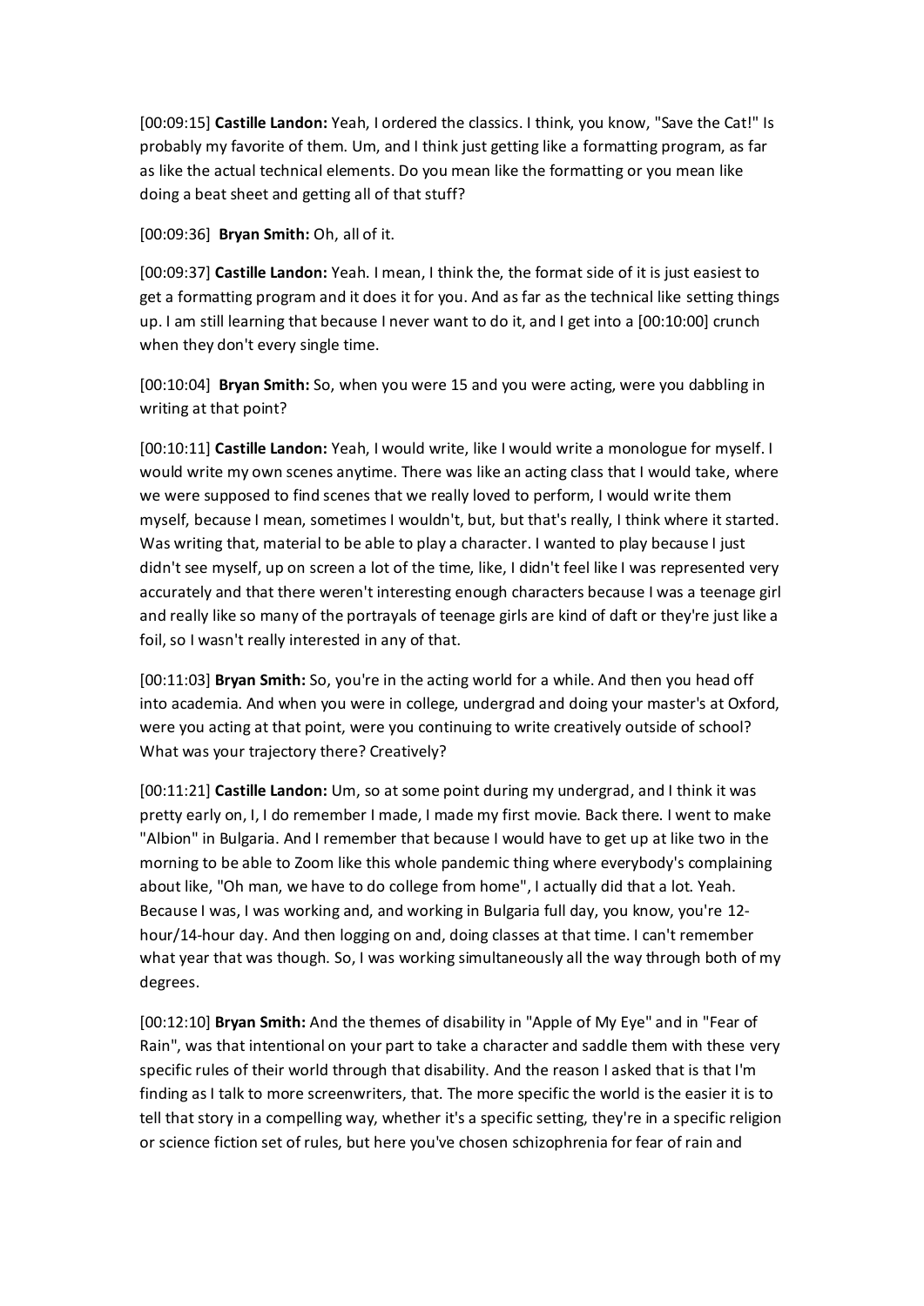[00:09:15] **Castille Landon:** Yeah, I ordered the classics. I think, you know, "Save the Cat!" Is probably my favorite of them. Um, and I think just getting like a formatting program, as far as like the actual technical elements. Do you mean like the formatting or you mean like doing a beat sheet and getting all of that stuff?

[00:09:36] **Bryan Smith:** Oh, all of it.

[00:09:37] **Castille Landon:** Yeah. I mean, I think the, the format side of it is just easiest to get a formatting program and it does it for you. And as far as the technical like setting things up. I am still learning that because I never want to do it, and I get into a [00:10:00] crunch when they don't every single time.

[00:10:04] **Bryan Smith:** So, when you were 15 and you were acting, were you dabbling in writing at that point?

[00:10:11] **Castille Landon:** Yeah, I would write, like I would write a monologue for myself. I would write my own scenes anytime. There was like an acting class that I would take, where we were supposed to find scenes that we really loved to perform, I would write them myself, because I mean, sometimes I wouldn't, but, but that's really, I think where it started. Was writing that, material to be able to play a character. I wanted to play because I just didn't see myself, up on screen a lot of the time, like, I didn't feel like I was represented very accurately and that there weren't interesting enough characters because I was a teenage girl and really like so many of the portrayals of teenage girls are kind of daft or they're just like a foil, so I wasn't really interested in any of that.

[00:11:03] **Bryan Smith:** So, you're in the acting world for a while. And then you head off into academia. And when you were in college, undergrad and doing your master's at Oxford, were you acting at that point, were you continuing to write creatively outside of school? What was your trajectory there? Creatively?

[00:11:21] **Castille Landon:** Um, so at some point during my undergrad, and I think it was pretty early on, I, I do remember I made, I made my first movie. Back there. I went to make "Albion" in Bulgaria. And I remember that because I would have to get up at like two in the morning to be able to Zoom like this whole pandemic thing where everybody's complaining about like, "Oh man, we have to do college from home", I actually did that a lot. Yeah. Because I was, I was working and, and working in Bulgaria full day, you know, you're 12-hour/14-hour day. And then logging on and, doing classes at that time. I can't remember what year that was though. So, I was working simultaneously all the way through both of my degrees.

[00:12:10] **Bryan Smith:** And the themes of disability in "Apple of My Eye" and in "Fear of Rain", was that intentional on your part to take a character and saddle them with these very specific rules of their world through that disability. And the reason I asked that is that I'm finding as I talk to more screenwriters, that. The more specific the world is the easier it is to tell that story in a compelling way, whether it's a specific setting, they're in a specific religion or science fiction set of rules, but here you've chosen schizophrenia for fear of rain and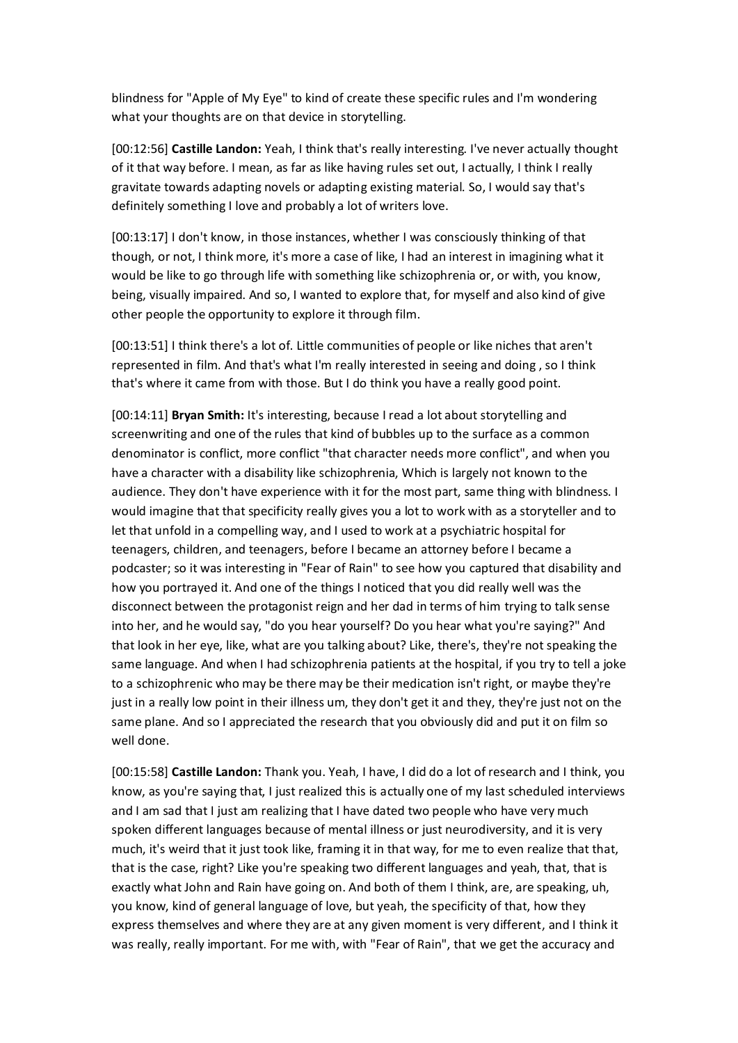blindness for "Apple of My Eye" to kind of create these specific rules and I'm wondering what your thoughts are on that device in storytelling.

[00:12:56] **Castille Landon:** Yeah, I think that's really interesting. I've never actually thought of it that way before. I mean, as far as like having rules set out, I actually, I think I really gravitate towards adapting novels or adapting existing material. So, I would say that's definitely something I love and probably a lot of writers love.

[00:13:17] I don't know, in those instances, whether I was consciously thinking of that though, or not, I think more, it's more a case of like, I had an interest in imagining what it would be like to go through life with something like schizophrenia or, or with, you know, being, visually impaired. And so, I wanted to explore that, for myself and also kind of give other people the opportunity to explore it through film.

[00:13:51] I think there's a lot of. Little communities of people or like niches that aren't represented in film. And that's what I'm really interested in seeing and doing , so I think that's where it came from with those. But I do think you have a really good point.

[00:14:11] **Bryan Smith:** It's interesting, because I read a lot about storytelling and screenwriting and one of the rules that kind of bubbles up to the surface as a common denominator is conflict, more conflict "that character needs more conflict", and when you have a character with a disability like schizophrenia, Which is largely not known to the audience. They don't have experience with it for the most part, same thing with blindness. I would imagine that that specificity really gives you a lot to work with as a storyteller and to let that unfold in a compelling way, and I used to work at a psychiatric hospital for teenagers, children, and teenagers, before I became an attorney before I became a podcaster; so it was interesting in "Fear of Rain" to see how you captured that disability and how you portrayed it. And one of the things I noticed that you did really well was the disconnect between the protagonist reign and her dad in terms of him trying to talk sense into her, and he would say, "do you hear yourself? Do you hear what you're saying?" And that look in her eye, like, what are you talking about? Like, there's, they're not speaking the same language. And when I had schizophrenia patients at the hospital, if you try to tell a joke to a schizophrenic who may be there may be their medication isn't right, or maybe they're just in a really low point in their illness um, they don't get it and they, they're just not on the same plane. And so I appreciated the research that you obviously did and put it on film so well done.

[00:15:58] **Castille Landon:** Thank you. Yeah, I have, I did do a lot of research and I think, you know, as you're saying that, I just realized this is actually one of my last scheduled interviews and I am sad that I just am realizing that I have dated two people who have very much spoken different languages because of mental illness or just neurodiversity, and it is very much, it's weird that it just took like, framing it in that way, for me to even realize that that, that is the case, right? Like you're speaking two different languages and yeah, that, that is exactly what John and Rain have going on. And both of them I think, are, are speaking, uh, you know, kind of general language of love, but yeah, the specificity of that, how they express themselves and where they are at any given moment is very different, and I think it was really, really important. For me with, with "Fear of Rain", that we get the accuracy and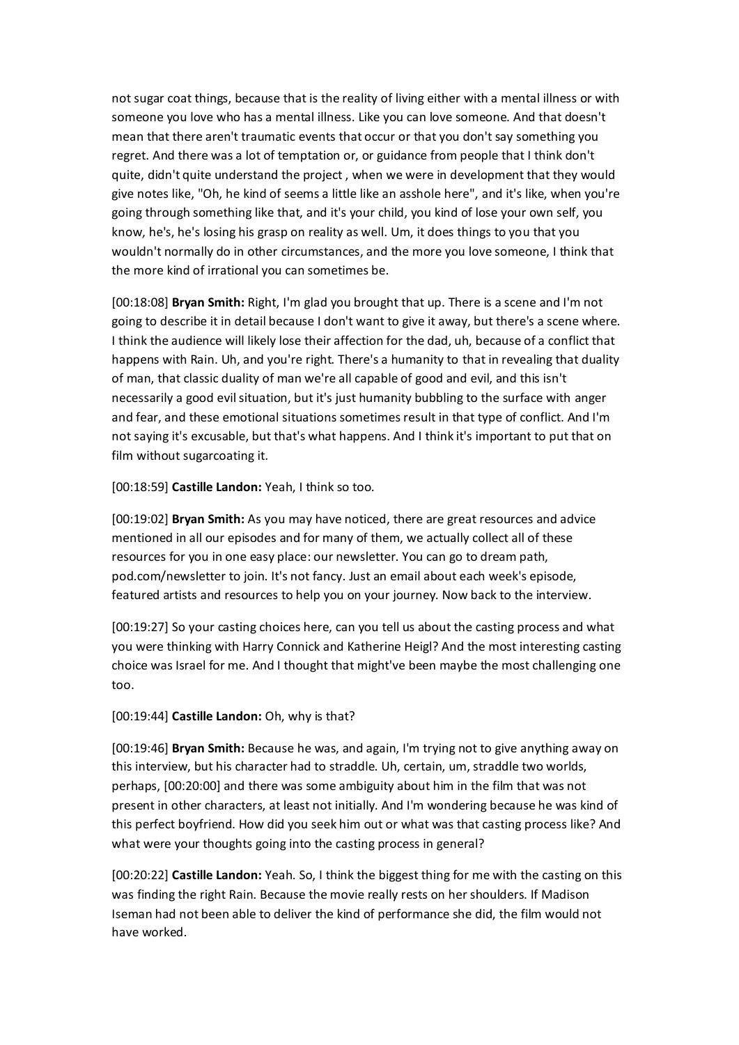not sugar coat things, because that is the reality of living either with a mental illness or with someone you love who has a mental illness. Like you can love someone. And that doesn't mean that there aren't traumatic events that occur or that you don't say something you regret. And there was a lot of temptation or, or guidance from people that I think don't quite, didn't quite understand the project , when we were in development that they would give notes like, "Oh, he kind of seems a little like an asshole here", and it's like, when you're going through something like that, and it's your child, you kind of lose your own self, you know, he's, he's losing his grasp on reality as well. Um, it does things to you that you wouldn't normally do in other circumstances, and the more you love someone, I think that the more kind of irrational you can sometimes be.

[00:18:08] **Bryan Smith:** Right, I'm glad you brought that up. There is a scene and I'm not going to describe it in detail because I don't want to give it away, but there's a scene where. I think the audience will likely lose their affection for the dad, uh, because of a conflict that happens with Rain. Uh, and you're right. There's a humanity to that in revealing that duality of man, that classic duality of man we're all capable of good and evil, and this isn't necessarily a good evil situation, but it's just humanity bubbling to the surface with anger and fear, and these emotional situations sometimes result in that type of conflict. And I'm not saying it's excusable, but that's what happens. And I think it's important to put that on film without sugarcoating it.

[00:18:59] **Castille Landon:** Yeah, I think so too.

[00:19:02] **Bryan Smith:** As you may have noticed, there are great resources and advice mentioned in all our episodes and for many of them, we actually collect all of these resources for you in one easy place: our newsletter. You can go to dream path, pod.com/newsletter to join. It's not fancy. Just an email about each week's episode, featured artists and resources to help you on your journey. Now back to the interview.

[00:19:27] So your casting choices here, can you tell us about the casting process and what you were thinking with Harry Connick and Katherine Heigl? And the most interesting casting choice was Israel for me. And I thought that might've been maybe the most challenging one too.

[00:19:44] **Castille Landon:** Oh, why is that?

[00:19:46] **Bryan Smith:** Because he was, and again, I'm trying not to give anything away on this interview, but his character had to straddle. Uh, certain, um, straddle two worlds, perhaps, [00:20:00] and there was some ambiguity about him in the film that was not present in other characters, at least not initially. And I'm wondering because he was kind of this perfect boyfriend. How did you seek him out or what was that casting process like? And what were your thoughts going into the casting process in general?

[00:20:22] **Castille Landon:** Yeah. So, I think the biggest thing for me with the casting on this was finding the right Rain. Because the movie really rests on her shoulders. If Madison Iseman had not been able to deliver the kind of performance she did, the film would not have worked.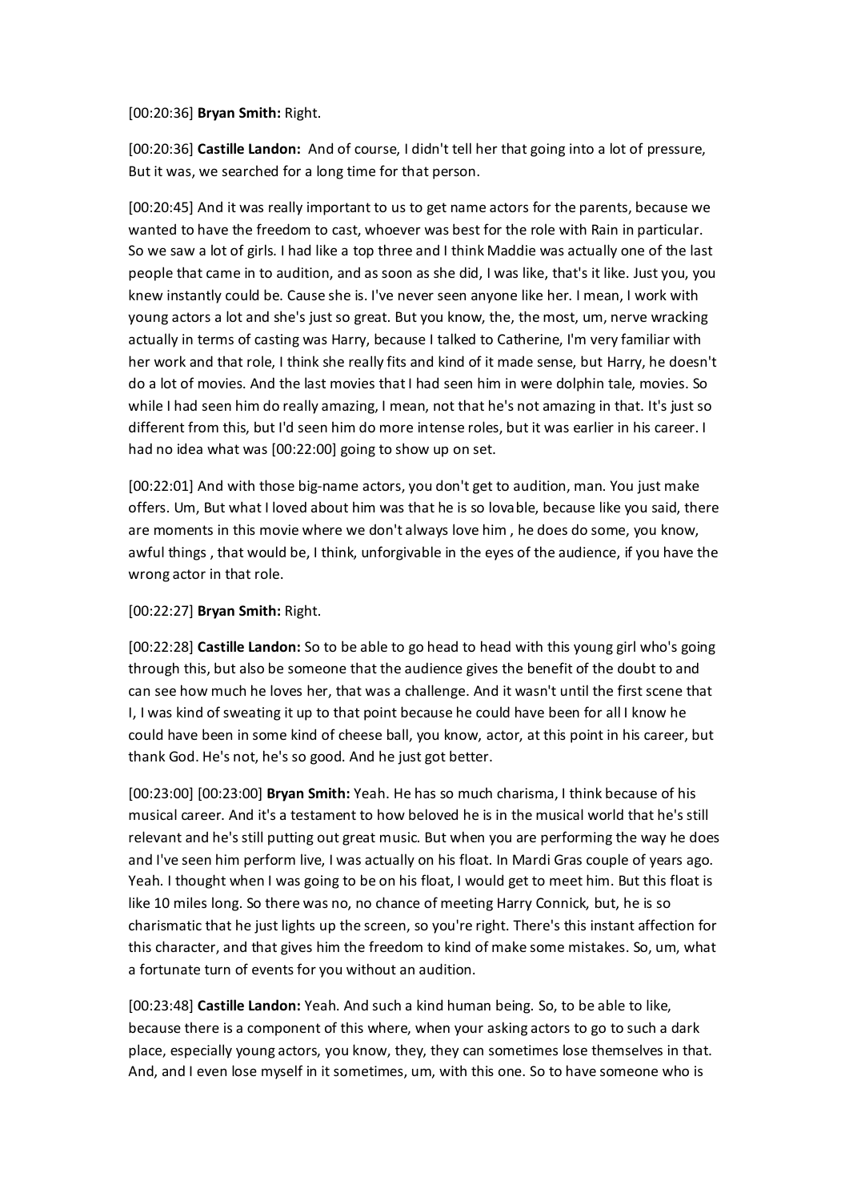[00:20:36] **Bryan Smith:** Right.

[00:20:36] **Castille Landon:** And of course, I didn't tell her that going into a lot of pressure, But it was, we searched for a long time for that person.

[00:20:45] And it was really important to us to get name actors for the parents, because we wanted to have the freedom to cast, whoever was best for the role with Rain in particular. So we saw a lot of girls. I had like a top three and I think Maddie was actually one of the last people that came in to audition, and as soon as she did, I was like, that's it like. Just you, you knew instantly could be. Cause she is. I've never seen anyone like her. I mean, I work with young actors a lot and she's just so great. But you know, the, the most, um, nerve wracking actually in terms of casting was Harry, because I talked to Catherine, I'm very familiar with her work and that role, I think she really fits and kind of it made sense, but Harry, he doesn't do a lot of movies. And the last movies that I had seen him in were dolphin tale, movies. So while I had seen him do really amazing, I mean, not that he's not amazing in that. It's just so different from this, but I'd seen him do more intense roles, but it was earlier in his career. I had no idea what was [00:22:00] going to show up on set.

[00:22:01] And with those big-name actors, you don't get to audition, man. You just make offers. Um, But what I loved about him was that he is so lovable, because like you said, there are moments in this movie where we don't always love him , he does do some, you know, awful things , that would be, I think, unforgivable in the eyes of the audience, if you have the wrong actor in that role.

[00:22:27] **Bryan Smith:** Right.

[00:22:28] **Castille Landon:** So to be able to go head to head with this young girl who's going through this, but also be someone that the audience gives the benefit of the doubt to and can see how much he loves her, that was a challenge. And it wasn't until the first scene that I, I was kind of sweating it up to that point because he could have been for all I know he could have been in some kind of cheese ball, you know, actor, at this point in his career, but thank God. He's not, he's so good. And he just got better.

[00:23:00] [00:23:00] **Bryan Smith:** Yeah. He has so much charisma, I think because of his musical career. And it's a testament to how beloved he is in the musical world that he's still relevant and he's still putting out great music. But when you are performing the way he does and I've seen him perform live, I was actually on his float. In Mardi Gras couple of years ago. Yeah. I thought when I was going to be on his float, I would get to meet him. But this float is like 10 miles long. So there was no, no chance of meeting Harry Connick, but, he is so charismatic that he just lights up the screen, so you're right. There's this instant affection for this character, and that gives him the freedom to kind of make some mistakes. So, um, what a fortunate turn of events for you without an audition.

[00:23:48] **Castille Landon:** Yeah. And such a kind human being. So, to be able to like, because there is a component of this where, when your asking actors to go to such a dark place, especially young actors, you know, they, they can sometimes lose themselves in that. And, and I even lose myself in it sometimes, um, with this one. So to have someone who is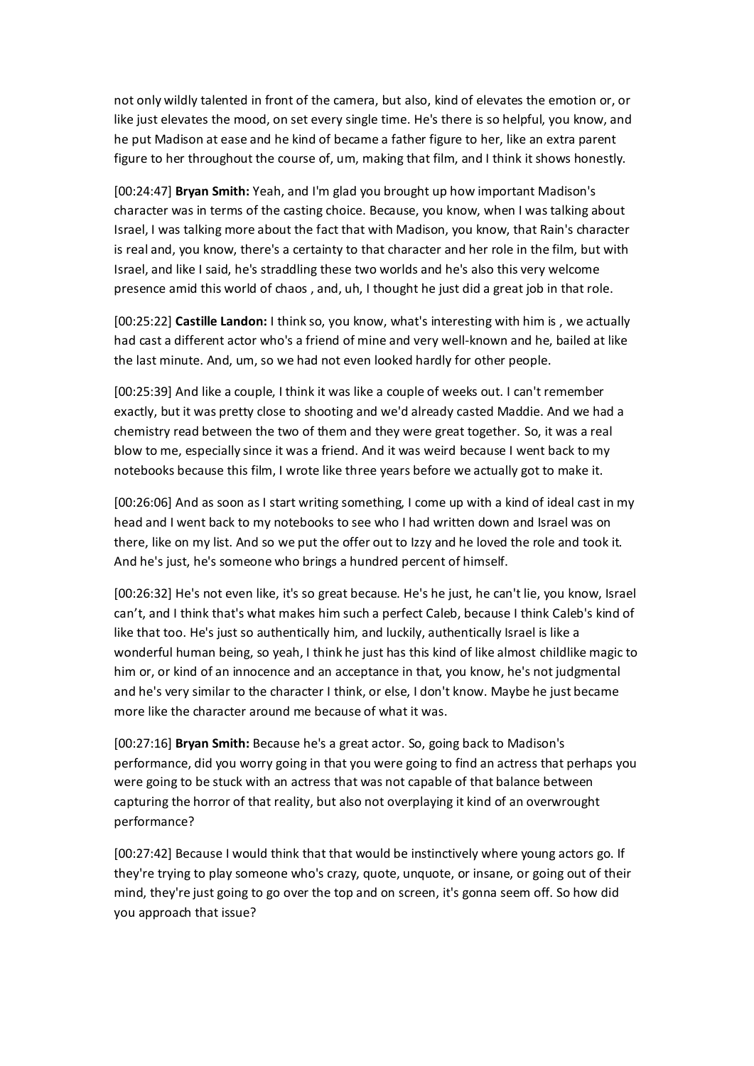not only wildly talented in front of the camera, but also, kind of elevates the emotion or, or like just elevates the mood, on set every single time. He's there is so helpful, you know, and he put Madison at ease and he kind of became a father figure to her, like an extra parent figure to her throughout the course of, um, making that film, and I think it shows honestly.

[00:24:47] **Bryan Smith:** Yeah, and I'm glad you brought up how important Madison's character was in terms of the casting choice. Because, you know, when I was talking about Israel, I was talking more about the fact that with Madison, you know, that Rain's character is real and, you know, there's a certainty to that character and her role in the film, but with Israel, and like I said, he's straddling these two worlds and he's also this very welcome presence amid this world of chaos , and, uh, I thought he just did a great job in that role.

[00:25:22] **Castille Landon:** I think so, you know, what's interesting with him is , we actually had cast a different actor who's a friend of mine and very well-known and he, bailed at like the last minute. And, um, so we had not even looked hardly for other people.

[00:25:39] And like a couple, I think it was like a couple of weeks out. I can't remember exactly, but it was pretty close to shooting and we'd already casted Maddie. And we had a chemistry read between the two of them and they were great together. So, it was a real blow to me, especially since it was a friend. And it was weird because I went back to my notebooks because this film, I wrote like three years before we actually got to make it.

[00:26:06] And as soon as I start writing something, I come up with a kind of ideal cast in my head and I went back to my notebooks to see who I had written down and Israel was on there, like on my list. And so we put the offer out to Izzy and he loved the role and took it. And he's just, he's someone who brings a hundred percent of himself.

[00:26:32] He's not even like, it's so great because. He's he just, he can't lie, you know, Israel can't, and I think that's what makes him such a perfect Caleb, because I think Caleb's kind of like that too. He's just so authentically him, and luckily, authentically Israel is like a wonderful human being, so yeah, I think he just has this kind of like almost childlike magic to him or, or kind of an innocence and an acceptance in that, you know, he's not judgmental and he's very similar to the character I think, or else, I don't know. Maybe he just became more like the character around me because of what it was.

[00:27:16] **Bryan Smith:** Because he's a great actor. So, going back to Madison's performance, did you worry going in that you were going to find an actress that perhaps you were going to be stuck with an actress that was not capable of that balance between capturing the horror of that reality, but also not overplaying it kind of an overwrought performance?

[00:27:42] Because I would think that that would be instinctively where young actors go. If they're trying to play someone who's crazy, quote, unquote, or insane, or going out of their mind, they're just going to go over the top and on screen, it's gonna seem off. So how did you approach that issue?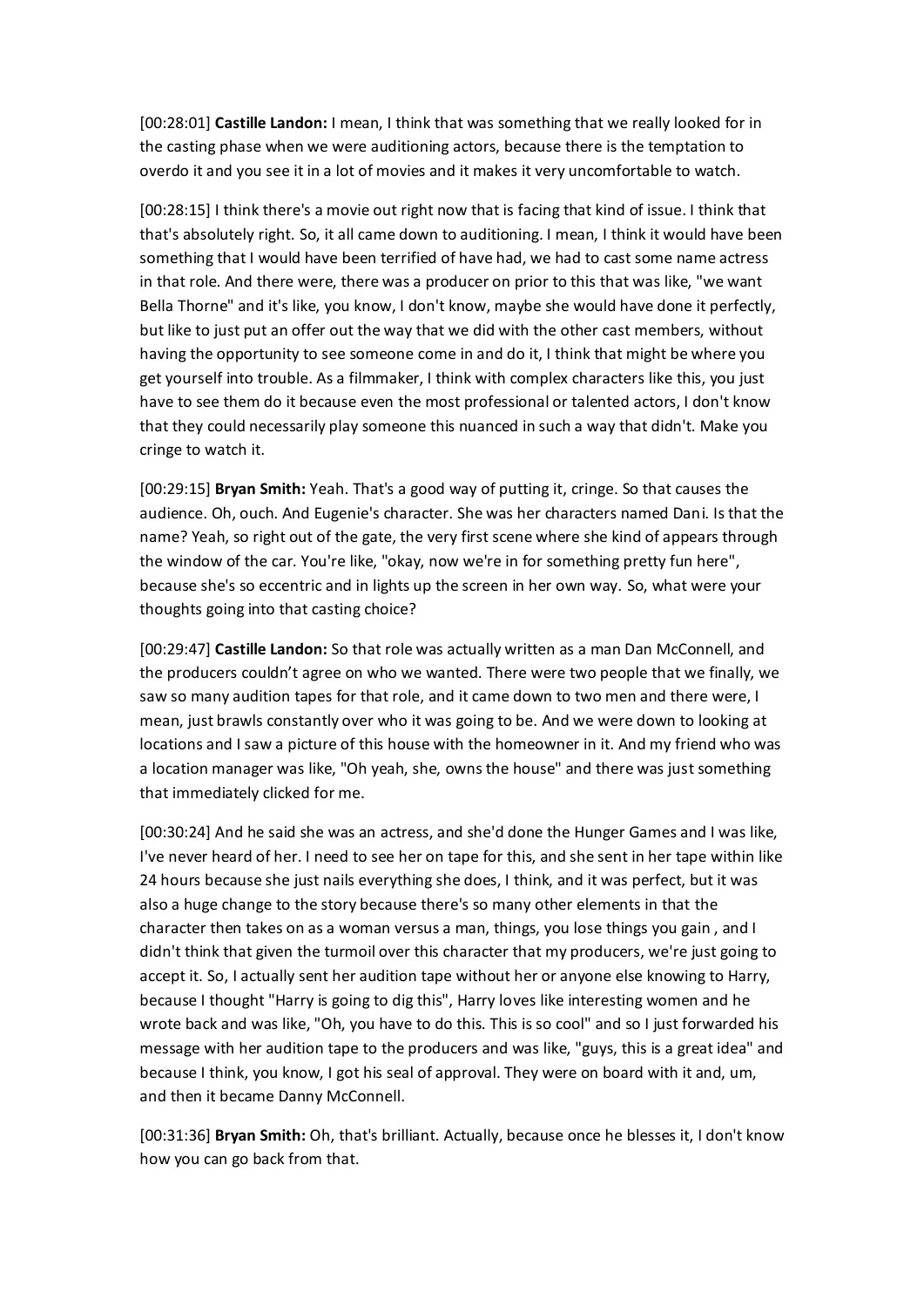[00:28:01] **Castille Landon:** I mean, I think that was something that we really looked for in the casting phase when we were auditioning actors, because there is the temptation to overdo it and you see it in a lot of movies and it makes it very uncomfortable to watch.

[00:28:15] I think there's a movie out right now that is facing that kind of issue. I think that that's absolutely right. So, it all came down to auditioning. I mean, I think it would have been something that I would have been terrified of have had, we had to cast some name actress in that role. And there were, there was a producer on prior to this that was like, "we want Bella Thorne" and it's like, you know, I don't know, maybe she would have done it perfectly, but like to just put an offer out the way that we did with the other cast members, without having the opportunity to see someone come in and do it, I think that might be where you get yourself into trouble. As a filmmaker, I think with complex characters like this, you just have to see them do it because even the most professional or talented actors, I don't know that they could necessarily play someone this nuanced in such a way that didn't. Make you cringe to watch it.

[00:29:15] **Bryan Smith:** Yeah. That's a good way of putting it, cringe. So that causes the audience. Oh, ouch. And Eugenie's character. She was her characters named Dani. Is that the name? Yeah, so right out of the gate, the very first scene where she kind of appears through the window of the car. You're like, "okay, now we're in for something pretty fun here", because she's so eccentric and in lights up the screen in her own way. So, what were your thoughts going into that casting choice?

[00:29:47] **Castille Landon:** So that role was actually written as a man Dan McConnell, and the producers couldn't agree on who we wanted. There were two people that we finally, we saw so many audition tapes for that role, and it came down to two men and there were, I mean, just brawls constantly over who it was going to be. And we were down to looking at locations and I saw a picture of this house with the homeowner in it. And my friend who was a location manager was like, "Oh yeah, she, owns the house" and there was just something that immediately clicked for me.

[00:30:24] And he said she was an actress, and she'd done the Hunger Games and I was like, I've never heard of her. I need to see her on tape for this, and she sent in her tape within like 24 hours because she just nails everything she does, I think, and it was perfect, but it was also a huge change to the story because there's so many other elements in that the character then takes on as a woman versus a man, things, you lose things you gain , and I didn't think that given the turmoil over this character that my producers, we're just going to accept it. So, I actually sent her audition tape without her or anyone else knowing to Harry, because I thought "Harry is going to dig this", Harry loves like interesting women and he wrote back and was like, "Oh, you have to do this. This is so cool" and so I just forwarded his message with her audition tape to the producers and was like, "guys, this is a great idea" and because I think, you know, I got his seal of approval. They were on board with it and, um, and then it became Danny McConnell.

[00:31:36] **Bryan Smith:** Oh, that's brilliant. Actually, because once he blesses it, I don't know how you can go back from that.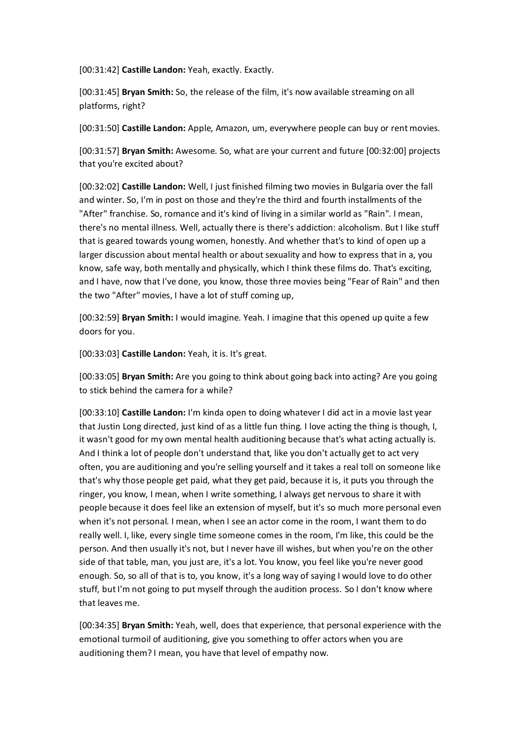[00:31:42] **Castille Landon:** Yeah, exactly. Exactly.

[00:31:45] **Bryan Smith:** So, the release of the film, it's now available streaming on all platforms, right?

[00:31:50] **Castille Landon:** Apple, Amazon, um, everywhere people can buy or rent movies.

[00:31:57] **Bryan Smith:** Awesome. So, what are your current and future [00:32:00] projects that you're excited about?

[00:32:02] **Castille Landon:** Well, I just finished filming two movies in Bulgaria over the fall and winter. So, I'm in post on those and they're the third and fourth installments of the "After" franchise. So, romance and it's kind of living in a similar world as "Rain". I mean, there's no mental illness. Well, actually there is there's addiction: alcoholism. But I like stuff that is geared towards young women, honestly. And whether that's to kind of open up a larger discussion about mental health or about sexuality and how to express that in a, you know, safe way, both mentally and physically, which I think these films do. That's exciting, and I have, now that I've done, you know, those three movies being "Fear of Rain" and then the two "After" movies, I have a lot of stuff coming up,

[00:32:59] **Bryan Smith:** I would imagine. Yeah. I imagine that this opened up quite a few doors for you.

[00:33:03] **Castille Landon:** Yeah, it is. It's great.

[00:33:05] **Bryan Smith:** Are you going to think about going back into acting? Are you going to stick behind the camera for a while?

[00:33:10] **Castille Landon:** I'm kinda open to doing whatever I did act in a movie last year that Justin Long directed, just kind of as a little fun thing. I love acting the thing is though, I, it wasn't good for my own mental health auditioning because that's what acting actually is. And I think a lot of people don't understand that, like you don't actually get to act very often, you are auditioning and you're selling yourself and it takes a real toll on someone like that's why those people get paid, what they get paid, because it is, it puts you through the ringer, you know, I mean, when I write something, I always get nervous to share it with people because it does feel like an extension of myself, but it's so much more personal even when it's not personal. I mean, when I see an actor come in the room, I want them to do really well. I, like, every single time someone comes in the room, I'm like, this could be the person. And then usually it's not, but I never have ill wishes, but when you're on the other side of that table, man, you just are, it's a lot. You know, you feel like you're never good enough. So, so all of that is to, you know, it's a long way of saying I would love to do other stuff, but I'm not going to put myself through the audition process. So I don't know where that leaves me.

[00:34:35] **Bryan Smith:** Yeah, well, does that experience, that personal experience with the emotional turmoil of auditioning, give you something to offer actors when you are auditioning them? I mean, you have that level of empathy now.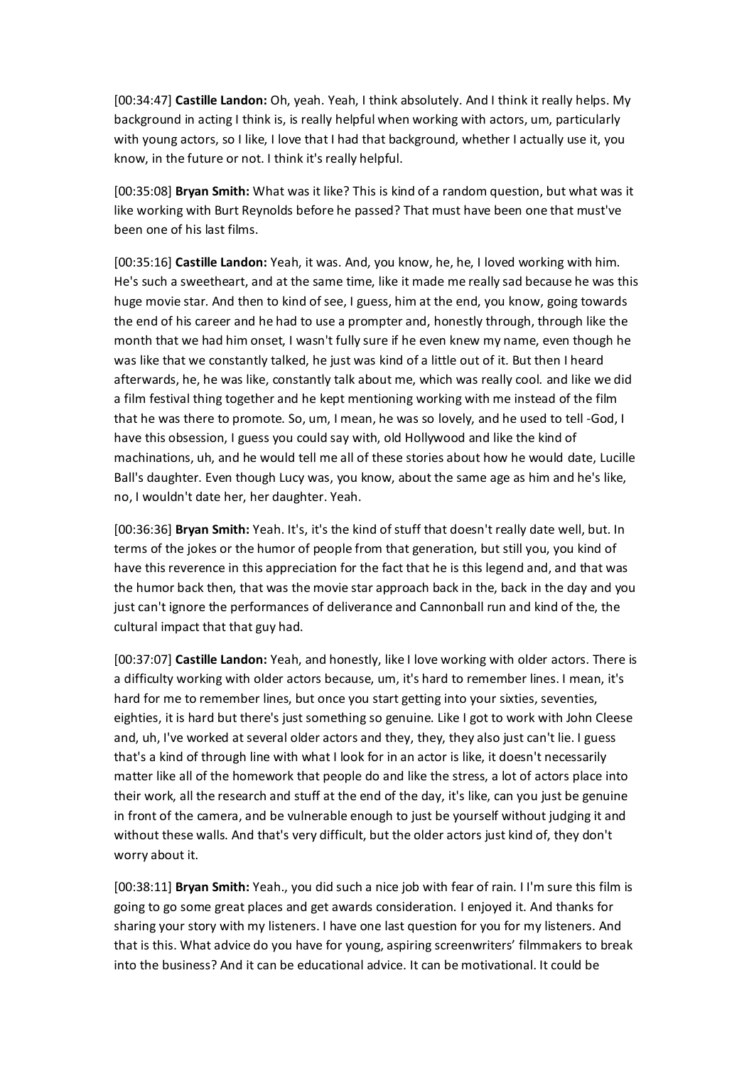[00:34:47] **Castille Landon:** Oh, yeah. Yeah, I think absolutely. And I think it really helps. My background in acting I think is, is really helpful when working with actors, um, particularly with young actors, so I like, I love that I had that background, whether I actually use it, you know, in the future or not. I think it's really helpful.

[00:35:08] **Bryan Smith:** What was it like? This is kind of a random question, but what was it like working with Burt Reynolds before he passed? That must have been one that must've been one of his last films.

[00:35:16] **Castille Landon:** Yeah, it was. And, you know, he, he, I loved working with him. He's such a sweetheart, and at the same time, like it made me really sad because he was this huge movie star. And then to kind of see, I guess, him at the end, you know, going towards the end of his career and he had to use a prompter and, honestly through, through like the month that we had him onset, I wasn't fully sure if he even knew my name, even though he was like that we constantly talked, he just was kind of a little out of it. But then I heard afterwards, he, he was like, constantly talk about me, which was really cool. and like we did a film festival thing together and he kept mentioning working with me instead of the film that he was there to promote. So, um, I mean, he was so lovely, and he used to tell -God, I have this obsession, I guess you could say with, old Hollywood and like the kind of machinations, uh, and he would tell me all of these stories about how he would date, Lucille Ball's daughter. Even though Lucy was, you know, about the same age as him and he's like, no, I wouldn't date her, her daughter. Yeah.

[00:36:36] **Bryan Smith:** Yeah. It's, it's the kind of stuff that doesn't really date well, but. In terms of the jokes or the humor of people from that generation, but still you, you kind of have this reverence in this appreciation for the fact that he is this legend and, and that was the humor back then, that was the movie star approach back in the, back in the day and you just can't ignore the performances of deliverance and Cannonball run and kind of the, the cultural impact that that guy had.

[00:37:07] **Castille Landon:** Yeah, and honestly, like I love working with older actors. There is a difficulty working with older actors because, um, it's hard to remember lines. I mean, it's hard for me to remember lines, but once you start getting into your sixties, seventies, eighties, it is hard but there's just something so genuine. Like I got to work with John Cleese and, uh, I've worked at several older actors and they, they, they also just can't lie. I guess that's a kind of through line with what I look for in an actor is like, it doesn't necessarily matter like all of the homework that people do and like the stress, a lot of actors place into their work, all the research and stuff at the end of the day, it's like, can you just be genuine in front of the camera, and be vulnerable enough to just be yourself without judging it and without these walls. And that's very difficult, but the older actors just kind of, they don't worry about it.

[00:38:11] **Bryan Smith:** Yeah., you did such a nice job with fear of rain. I I'm sure this film is going to go some great places and get awards consideration. I enjoyed it. And thanks for sharing your story with my listeners. I have one last question for you for my listeners. And that is this. What advice do you have for young, aspiring screenwriters' filmmakers to break into the business? And it can be educational advice. It can be motivational. It could be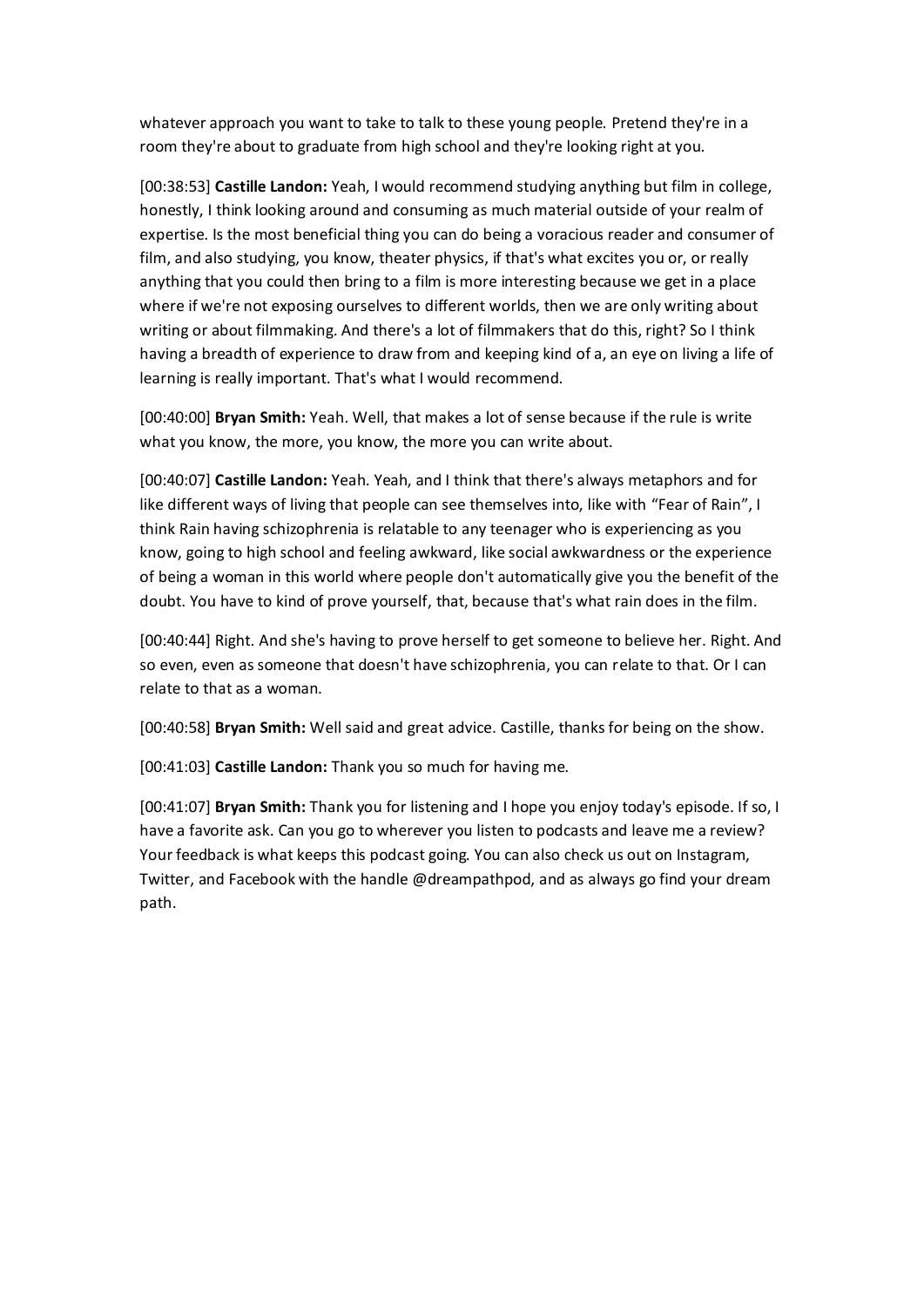whatever approach you want to take to talk to these young people. Pretend they're in a room they're about to graduate from high school and they're looking right at you.

[00:38:53] **Castille Landon:** Yeah, I would recommend studying anything but film in college, honestly, I think looking around and consuming as much material outside of your realm of expertise. Is the most beneficial thing you can do being a voracious reader and consumer of film, and also studying, you know, theater physics, if that's what excites you or, or really anything that you could then bring to a film is more interesting because we get in a place where if we're not exposing ourselves to different worlds, then we are only writing about writing or about filmmaking. And there's a lot of filmmakers that do this, right? So I think having a breadth of experience to draw from and keeping kind of a, an eye on living a life of learning is really important. That's what I would recommend.

[00:40:00] **Bryan Smith:** Yeah. Well, that makes a lot of sense because if the rule is write what you know, the more, you know, the more you can write about.

[00:40:07] **Castille Landon:** Yeah. Yeah, and I think that there's always metaphors and for like different ways of living that people can see themselves into, like with "Fear of Rain", I think Rain having schizophrenia is relatable to any teenager who is experiencing as you know, going to high school and feeling awkward, like social awkwardness or the experience of being a woman in this world where people don't automatically give you the benefit of the doubt. You have to kind of prove yourself, that, because that's what rain does in the film.

[00:40:44] Right. And she's having to prove herself to get someone to believe her. Right. And so even, even as someone that doesn't have schizophrenia, you can relate to that. Or I can relate to that as a woman.

[00:40:58] **Bryan Smith:** Well said and great advice. Castille, thanks for being on the show.

[00:41:03] **Castille Landon:** Thank you so much for having me.

[00:41:07] **Bryan Smith:** Thank you for listening and I hope you enjoy today's episode. If so, I have a favorite ask. Can you go to wherever you listen to podcasts and leave me a review? Your feedback is what keeps this podcast going. You can also check us out on Instagram, Twitter, and Facebook with the handle @dreampathpod, and as always go find your dream path.